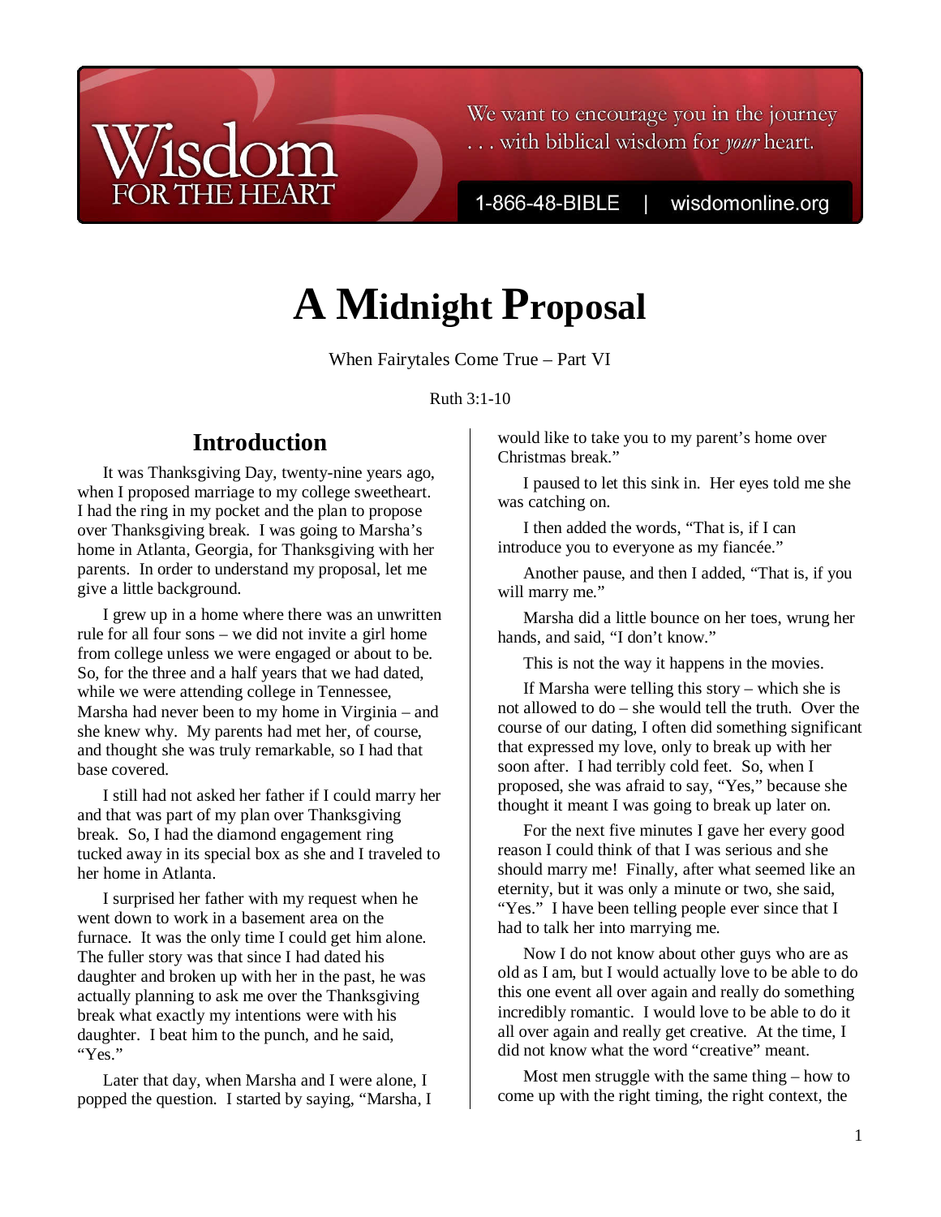# A Midnight Proposal

When Fairytales Come True – Part VI

Ruth 3:1-10

## Introduction

It was Thanksgiving Day, twenty-nine years ago, when I proposed marriage to my college sweetheart. I had the ring in my pocket and the plan to propose over Thanksgiving break. I was going to Marsha's home in Atlanta, Georgia, for Thanksgiving with her parents. In order to understand my proposal, let me give a little background.

I grew up in a home where there was an unwritten rule for all four sons – we did not invite a girl home from college unless we were engaged or about to be. So, for the three and a half years that we had dated, while we were attending college in Tennessee, Marsha had never been to my home in Virginia – and she knew why. My parents had met her, of course, and thought she was truly remarkable, so I had that base covered.

I still had not asked her father if I could marry her and that was part of my plan over Thanksgiving break. So, I had the diamond engagement ring tucked away in its special box as she and I traveled to her home in Atlanta.

I surprised her father with my request when he went down to work in a basement area on the furnace. It was the only time I could get him alone. The fuller story was that since I had dated his daughter and broken up with her in the past, he was actually planning to ask me over the Thanksgiving break what exactly my intentions were with his daughter. I beat him to the punch, and he said, "Yes."

Later that day, when Marsha and I were alone, I popped the question. I started by saying, "Marsha, I would like to take you to my parent's home over Christmas break."

I paused to let this sink in. Her eyes told me she was catching on.

I then added the words, "That is, if I can introduce you to everyone as my fiancée."

Another pause, and then I added, "That is, if you will marry me."

Marsha did a little bounce on her toes, wrung her hands, and said, "I don't know."

This is not the way it happens in the movies.

If Marsha were telling this story – which she is not allowed to do – she would tell the truth. Over the course of our dating, I often did something significant that expressed my love, only to break up with her soon after. I had terribly cold feet. So, when I proposed, she was afraid to say, "Yes," because she thought it meant I was going to break up later on.

For the next five minutes I gave her every good reason I could think of that I was serious and she should marry me! Finally, after what seemed like an eternity, but it was only a minute or two, she said, "Yes." I have been telling people ever since that I had to talk her into marrying me.

Now I do not know about other guys who are as old as I am, but I would actually love to be able to do this one event all over again and really do something incredibly romantic. I would love to be able to do it all over again and really get creative. At the time, I did not know what the word "creative" meant.

Most men struggle with the same thing – how to come up with the right timing, the right context, the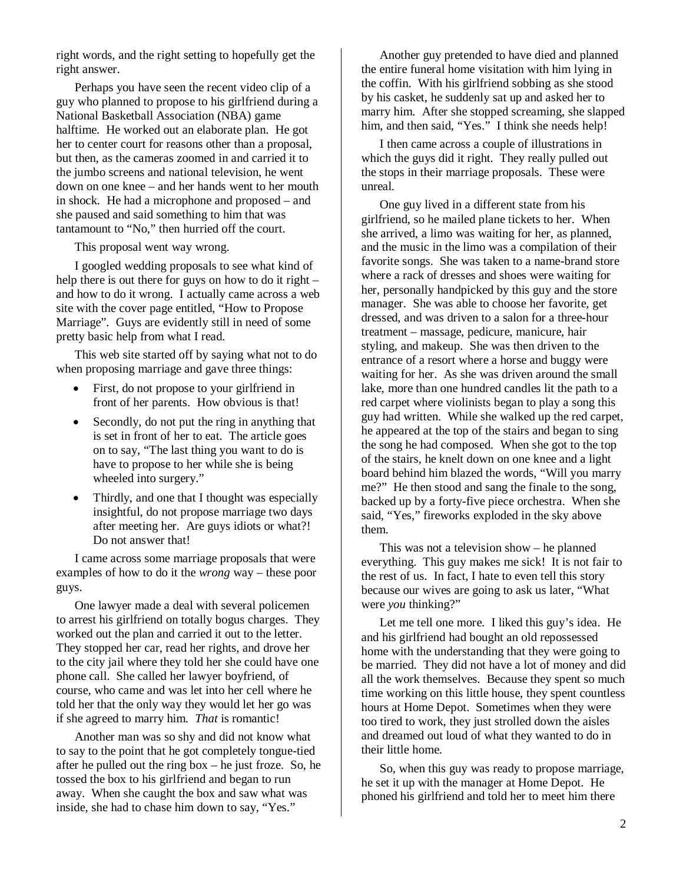right words, and the right setting to hopefully get the right answer.

Perhaps you have seen the recent video clip of a guy who planned to propose to his girlfriend during a National Basketball Association (NBA) game halftime. He worked out an elaborate plan. He got her to center court for reasons other than a proposal, but then, as the cameras zoomed in and carried it to the jumbo screens and national television, he went down on one knee – and her hands went to her mouth in shock. He had a microphone and proposed – and she paused and said something to him that was tantamount to "No," then hurried off the court.

This proposal went way wrong.

I googled wedding proposals to see what kind of help there is out there for guys on how to do it right – and how to do it wrong. I actually came across a web site with the cover page entitled, "How to Propose Marriage". Guys are evidently still in need of some pretty basic help from what I read.

This web site started off by saying what not to do when proposing marriage and gave three things:

- First, do not propose to your girlfriend in front of her parents. How obvious is that!
- Secondly, do not put the ring in anything that is set in front of her to eat. The article goes on to say, "The last thing you want to do is have to propose to her while she is being wheeled into surgery."
- Thirdly, and one that I thought was especially insightful, do not propose marriage two days after meeting her. Are guys idiots or what?! Do not answer that!

I came across some marriage proposals that were examples of how to do it the *wrong* way – these poor guys.

One lawyer made a deal with several policemen to arrest his girlfriend on totally bogus charges. They worked out the plan and carried it out to the letter. They stopped her car, read her rights, and drove her to the city jail where they told her she could have one phone call. She called her lawyer boyfriend, of course, who came and was let into her cell where he told her that the only way they would let her go was if she agreed to marry him. *That* is romantic!

Another man was so shy and did not know what to say to the point that he got completely tongue-tied after he pulled out the ring box – he just froze. So, he tossed the box to his girlfriend and began to run away. When she caught the box and saw what was inside, she had to chase him down to say, "Yes."

Another guy pretended to have died and planned the entire funeral home visitation with him lying in the coffin. With his girlfriend sobbing as she stood by his casket, he suddenly sat up and asked her to marry him. After she stopped screaming, she slapped him, and then said, "Yes." I think she needs help!

I then came across a couple of illustrations in which the guys did it right. They really pulled out the stops in their marriage proposals. These were unreal.

One guy lived in a different state from his girlfriend, so he mailed plane tickets to her. When she arrived, a limo was waiting for her, as planned, and the music in the limo was a compilation of their favorite songs. She was taken to a name-brand store where a rack of dresses and shoes were waiting for her, personally handpicked by this guy and the store manager. She was able to choose her favorite, get dressed, and was driven to a salon for a three-hour treatment – massage, pedicure, manicure, hair styling, and makeup. She was then driven to the entrance of a resort where a horse and buggy were waiting for her. As she was driven around the small lake, more than one hundred candles lit the path to a red carpet where violinists began to play a song this guy had written. While she walked up the red carpet, he appeared at the top of the stairs and began to sing the song he had composed. When she got to the top of the stairs, he knelt down on one knee and a light board behind him blazed the words, "Will you marry me?" He then stood and sang the finale to the song, backed up by a forty-five piece orchestra. When she said, "Yes," fireworks exploded in the sky above them.

This was not a television show – he planned everything. This guy makes me sick! It is not fair to the rest of us. In fact, I hate to even tell this story because our wives are going to ask us later, "What were *you* thinking?"

Let me tell one more. I liked this guy's idea. He and his girlfriend had bought an old repossessed home with the understanding that they were going to be married. They did not have a lot of money and did all the work themselves. Because they spent so much time working on this little house, they spent countless hours at Home Depot. Sometimes when they were too tired to work, they just strolled down the aisles and dreamed out loud of what they wanted to do in their little home.

So, when this guy was ready to propose marriage, he set it up with the manager at Home Depot. He phoned his girlfriend and told her to meet him there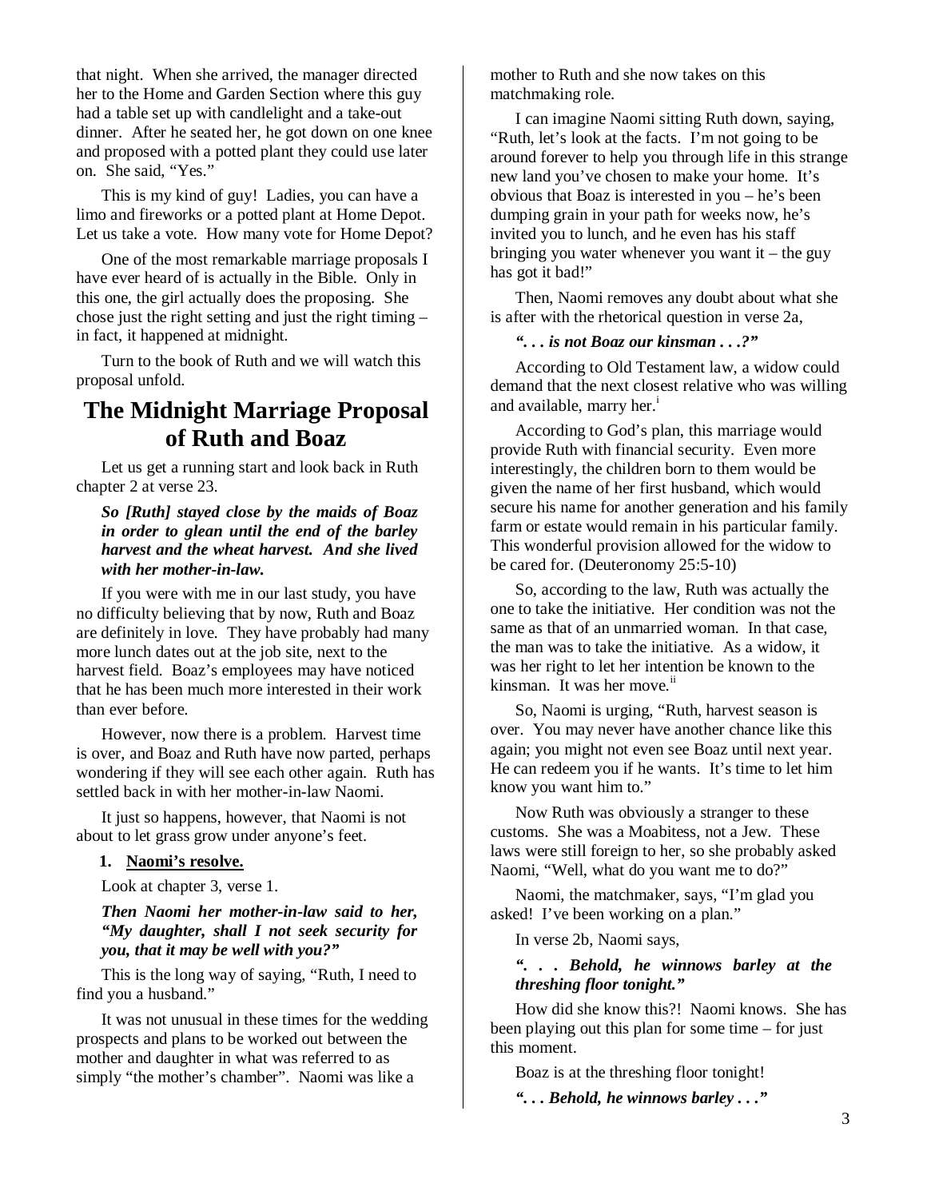that night. When she arrived, the manager directed her to the Home and Garden Section where this guy had a table set up with candlelight and a take-out dinner. After he seated her, he got down on one knee and proposed with a potted plant they could use later on. She said, "Yes."

This is my kind of guy! Ladies, you can have a limo and fireworks or a potted plant at Home Depot. Let us take a vote. How many vote for Home Depot?

One of the most remarkable marriage proposals I have ever heard of is actually in the Bible. Only in this one, the girl actually does the proposing. She chose just the right setting and just the right timing – in fact, it happened at midnight.

Turn to the book of Ruth and we will watch this proposal unfold.

# The Midnight Marriage Proposal of Ruth and Boaz

Let us get a running start and look back in Ruth chapter 2 at verse 23.

***So [Ruth] stayed close by the maids of Boaz in order to glean until the end of the barley harvest and the wheat harvest. And she lived with her mother-in-law.***

If you were with me in our last study, you have no difficulty believing that by now, Ruth and Boaz are definitely in love. They have probably had many more lunch dates out at the job site, next to the harvest field. Boaz's employees may have noticed that he has been much more interested in their work than ever before.

However, now there is a problem. Harvest time is over, and Boaz and Ruth have now parted, perhaps wondering if they will see each other again. Ruth has settled back in with her mother-in-law Naomi.

It just so happens, however, that Naomi is not about to let grass grow under anyone's feet.

1. **Naomi's resolve.**

Look at chapter 3, verse 1.

***Then Naomi her mother-in-law said to her, "My daughter, shall I not seek security for you, that it may be well with you?"***

This is the long way of saying, "Ruth, I need to find you a husband."

It was not unusual in these times for the wedding prospects and plans to be worked out between the mother and daughter in what was referred to as simply "the mother's chamber". Naomi was like a mother to Ruth and she now takes on this matchmaking role.

I can imagine Naomi sitting Ruth down, saying, "Ruth, let's look at the facts. I'm not going to be around forever to help you through life in this strange new land you've chosen to make your home. It's obvious that Boaz is interested in you – he's been dumping grain in your path for weeks now, he's invited you to lunch, and he even has his staff bringing you water whenever you want it – the guy has got it bad!"

Then, Naomi removes any doubt about what she is after with the rhetorical question in verse 2a,

***". . . is not Boaz our kinsman . . .?"***

According to Old Testament law, a widow could demand that the next closest relative who was willing and available, marry her.[i]

According to God's plan, this marriage would provide Ruth with financial security. Even more interestingly, the children born to them would be given the name of her first husband, which would secure his name for another generation and his family farm or estate would remain in his particular family. This wonderful provision allowed for the widow to be cared for. (Deuteronomy 25:5-10)

So, according to the law, Ruth was actually the one to take the initiative. Her condition was not the same as that of an unmarried woman. In that case, the man was to take the initiative. As a widow, it was her right to let her intention be known to the kinsman. It was her move.[ii]

So, Naomi is urging, "Ruth, harvest season is over. You may never have another chance like this again; you might not even see Boaz until next year. He can redeem you if he wants. It's time to let him know you want him to."

Now Ruth was obviously a stranger to these customs. She was a Moabitess, not a Jew. These laws were still foreign to her, so she probably asked Naomi, "Well, what do you want me to do?"

Naomi, the matchmaker, says, "I'm glad you asked! I've been working on a plan."

In verse 2b, Naomi says,

***". . . Behold, he winnows barley at the threshing floor tonight."***

How did she know this?! Naomi knows. She has been playing out this plan for some time – for just this moment.

Boaz is at the threshing floor tonight!

***". . . Behold, he winnows barley . . ."***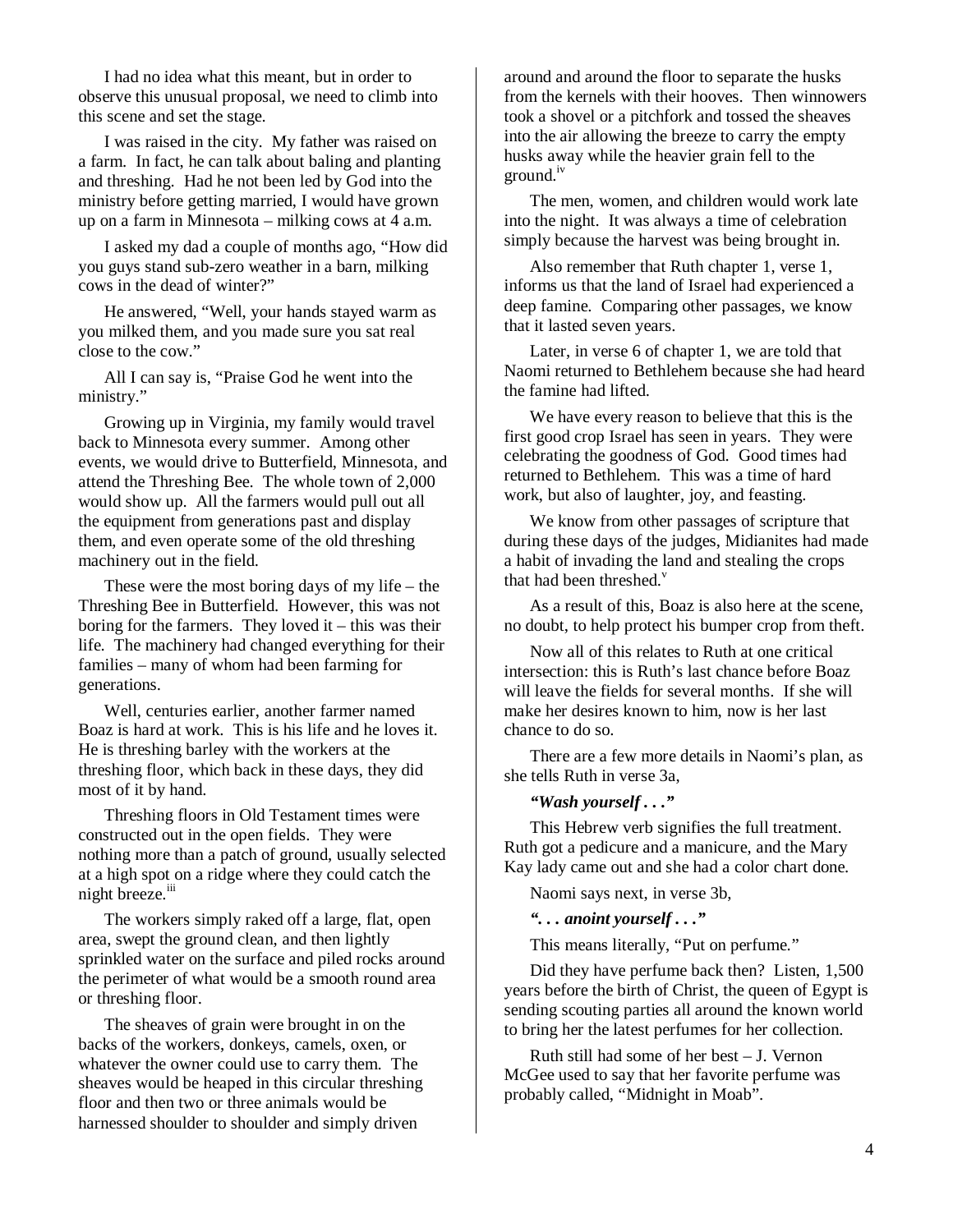I had no idea what this meant, but in order to observe this unusual proposal, we need to climb into this scene and set the stage.

I was raised in the city. My father was raised on a farm. In fact, he can talk about baling and planting and threshing. Had he not been led by God into the ministry before getting married, I would have grown up on a farm in Minnesota – milking cows at 4 a.m.

I asked my dad a couple of months ago, "How did you guys stand sub-zero weather in a barn, milking cows in the dead of winter?"

He answered, "Well, your hands stayed warm as you milked them, and you made sure you sat real close to the cow."

All I can say is, "Praise God he went into the ministry."

Growing up in Virginia, my family would travel back to Minnesota every summer. Among other events, we would drive to Butterfield, Minnesota, and attend the Threshing Bee. The whole town of 2,000 would show up. All the farmers would pull out all the equipment from generations past and display them, and even operate some of the old threshing machinery out in the field.

These were the most boring days of my life – the Threshing Bee in Butterfield. However, this was not boring for the farmers. They loved it – this was their life. The machinery had changed everything for their families – many of whom had been farming for generations.

Well, centuries earlier, another farmer named Boaz is hard at work. This is his life and he loves it. He is threshing barley with the workers at the threshing floor, which back in these days, they did most of it by hand.

Threshing floors in Old Testament times were constructed out in the open fields. They were nothing more than a patch of ground, usually selected at a high spot on a ridge where they could catch the night breeze.[iii]

The workers simply raked off a large, flat, open area, swept the ground clean, and then lightly sprinkled water on the surface and piled rocks around the perimeter of what would be a smooth round area or threshing floor.

The sheaves of grain were brought in on the backs of the workers, donkeys, camels, oxen, or whatever the owner could use to carry them. The sheaves would be heaped in this circular threshing floor and then two or three animals would be harnessed shoulder to shoulder and simply driven around and around the floor to separate the husks from the kernels with their hooves. Then winnowers took a shovel or a pitchfork and tossed the sheaves into the air allowing the breeze to carry the empty husks away while the heavier grain fell to the ground.[iv]

The men, women, and children would work late into the night. It was always a time of celebration simply because the harvest was being brought in.

Also remember that Ruth chapter 1, verse 1, informs us that the land of Israel had experienced a deep famine. Comparing other passages, we know that it lasted seven years.

Later, in verse 6 of chapter 1, we are told that Naomi returned to Bethlehem because she had heard the famine had lifted.

We have every reason to believe that this is the first good crop Israel has seen in years. They were celebrating the goodness of God. Good times had returned to Bethlehem. This was a time of hard work, but also of laughter, joy, and feasting.

We know from other passages of scripture that during these days of the judges, Midianites had made a habit of invading the land and stealing the crops that had been threshed.[v]

As a result of this, Boaz is also here at the scene, no doubt, to help protect his bumper crop from theft.

Now all of this relates to Ruth at one critical intersection: this is Ruth's last chance before Boaz will leave the fields for several months. If she will make her desires known to him, now is her last chance to do so.

There are a few more details in Naomi's plan, as she tells Ruth in verse 3a,

***"Wash yourself . . ."***

This Hebrew verb signifies the full treatment. Ruth got a pedicure and a manicure, and the Mary Kay lady came out and she had a color chart done.

Naomi says next, in verse 3b,

***". . . anoint yourself . . ."***

This means literally, "Put on perfume."

Did they have perfume back then? Listen, 1,500 years before the birth of Christ, the queen of Egypt is sending scouting parties all around the known world to bring her the latest perfumes for her collection.

Ruth still had some of her best – J. Vernon McGee used to say that her favorite perfume was probably called, "Midnight in Moab".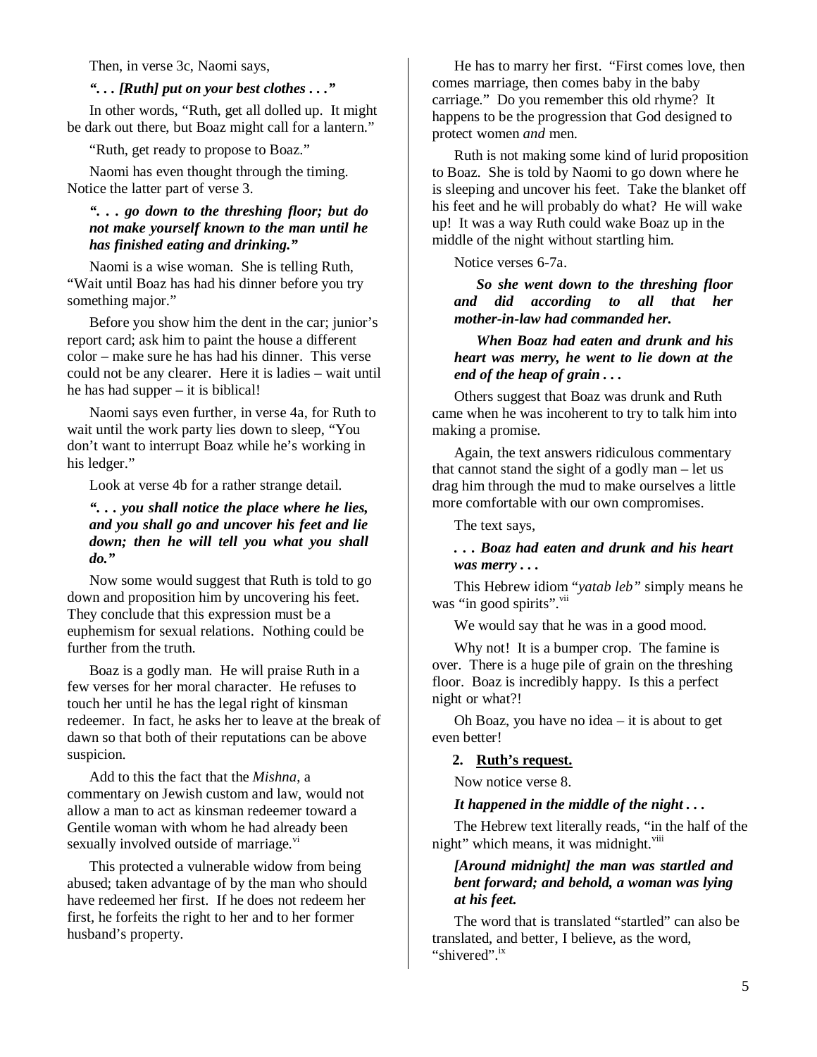Then, in verse 3c, Naomi says,

***". . . [Ruth] put on your best clothes . . ."***

In other words, "Ruth, get all dolled up. It might be dark out there, but Boaz might call for a lantern."

"Ruth, get ready to propose to Boaz."

Naomi has even thought through the timing. Notice the latter part of verse 3.

***". . . go down to the threshing floor; but do not make yourself known to the man until he has finished eating and drinking."***

Naomi is a wise woman. She is telling Ruth, "Wait until Boaz has had his dinner before you try something major."

Before you show him the dent in the car; junior's report card; ask him to paint the house a different color – make sure he has had his dinner. This verse could not be any clearer. Here it is ladies – wait until he has had supper – it is biblical!

Naomi says even further, in verse 4a, for Ruth to wait until the work party lies down to sleep, "You don't want to interrupt Boaz while he's working in his ledger."

Look at verse 4b for a rather strange detail.

***". . . you shall notice the place where he lies, and you shall go and uncover his feet and lie down; then he will tell you what you shall do."***

Now some would suggest that Ruth is told to go down and proposition him by uncovering his feet. They conclude that this expression must be a euphemism for sexual relations. Nothing could be further from the truth.

Boaz is a godly man. He will praise Ruth in a few verses for her moral character. He refuses to touch her until he has the legal right of kinsman redeemer. In fact, he asks her to leave at the break of dawn so that both of their reputations can be above suspicion.

Add to this the fact that the *Mishna*, a commentary on Jewish custom and law, would not allow a man to act as kinsman redeemer toward a Gentile woman with whom he had already been sexually involved outside of marriage.[vi]

This protected a vulnerable widow from being abused; taken advantage of by the man who should have redeemed her first. If he does not redeem her first, he forfeits the right to her and to her former husband's property.

He has to marry her first. "First comes love, then comes marriage, then comes baby in the baby carriage." Do you remember this old rhyme? It happens to be the progression that God designed to protect women *and* men.

Ruth is not making some kind of lurid proposition to Boaz. She is told by Naomi to go down where he is sleeping and uncover his feet. Take the blanket off his feet and he will probably do what? He will wake up! It was a way Ruth could wake Boaz up in the middle of the night without startling him.

Notice verses 6-7a.

***So she went down to the threshing floor and did according to all that her mother-in-law had commanded her.***

***When Boaz had eaten and drunk and his heart was merry, he went to lie down at the end of the heap of grain . . .***

Others suggest that Boaz was drunk and Ruth came when he was incoherent to try to talk him into making a promise.

Again, the text answers ridiculous commentary that cannot stand the sight of a godly man – let us drag him through the mud to make ourselves a little more comfortable with our own compromises.

The text says,

***. . . Boaz had eaten and drunk and his heart was merry . . .***

This Hebrew idiom "*yatab leb"* simply means he was "in good spirits".[vii]

We would say that he was in a good mood.

Why not! It is a bumper crop. The famine is over. There is a huge pile of grain on the threshing floor. Boaz is incredibly happy. Is this a perfect night or what?!

Oh Boaz, you have no idea – it is about to get even better!

**2. <u>Ruth's request.</u>**

Now notice verse 8.

***It happened in the middle of the night . . .***

The Hebrew text literally reads, "in the half of the night" which means, it was midnight.[viii]

***[Around midnight] the man was startled and bent forward; and behold, a woman was lying at his feet.***

The word that is translated "startled" can also be translated, and better, I believe, as the word, "shivered".[ix]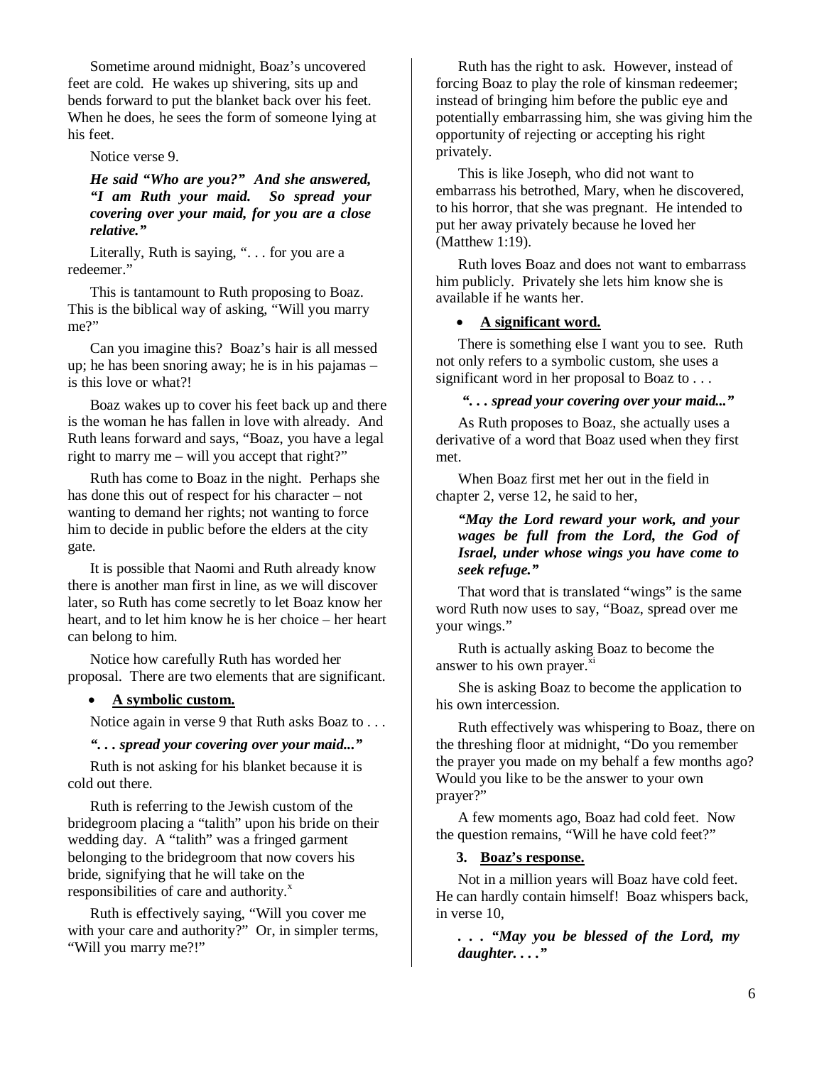Sometime around midnight, Boaz's uncovered feet are cold. He wakes up shivering, sits up and bends forward to put the blanket back over his feet. When he does, he sees the form of someone lying at his feet.

Notice verse 9.

> ***He said "Who are you?" And she answered, "I am Ruth your maid. So spread your covering over your maid, for you are a close relative."***

Literally, Ruth is saying, ". . . for you are a redeemer."

This is tantamount to Ruth proposing to Boaz. This is the biblical way of asking, "Will you marry me?"

Can you imagine this? Boaz's hair is all messed up; he has been snoring away; he is in his pajamas – is this love or what?!

Boaz wakes up to cover his feet back up and there is the woman he has fallen in love with already. And Ruth leans forward and says, "Boaz, you have a legal right to marry me – will you accept that right?"

Ruth has come to Boaz in the night. Perhaps she has done this out of respect for his character – not wanting to demand her rights; not wanting to force him to decide in public before the elders at the city gate.

It is possible that Naomi and Ruth already know there is another man first in line, as we will discover later, so Ruth has come secretly to let Boaz know her heart, and to let him know he is her choice – her heart can belong to him.

Notice how carefully Ruth has worded her proposal. There are two elements that are significant.

- **<u>A symbolic custom.</u>**

Notice again in verse 9 that Ruth asks Boaz to . . .

***". . . spread your covering over your maid..."***

Ruth is not asking for his blanket because it is cold out there.

Ruth is referring to the Jewish custom of the bridegroom placing a "talith" upon his bride on their wedding day. A "talith" was a fringed garment belonging to the bridegroom that now covers his bride, signifying that he will take on the responsibilities of care and authority.[x]

Ruth is effectively saying, "Will you cover me with your care and authority?" Or, in simpler terms, "Will you marry me?!"

Ruth has the right to ask. However, instead of forcing Boaz to play the role of kinsman redeemer; instead of bringing him before the public eye and potentially embarrassing him, she was giving him the opportunity of rejecting or accepting his right privately.

This is like Joseph, who did not want to embarrass his betrothed, Mary, when he discovered, to his horror, that she was pregnant. He intended to put her away privately because he loved her (Matthew 1:19).

Ruth loves Boaz and does not want to embarrass him publicly. Privately she lets him know she is available if he wants her.

- **<u>A significant word.</u>**

There is something else I want you to see. Ruth not only refers to a symbolic custom, she uses a significant word in her proposal to Boaz to . . .

***". . . spread your covering over your maid..."***

As Ruth proposes to Boaz, she actually uses a derivative of a word that Boaz used when they first met.

When Boaz first met her out in the field in chapter 2, verse 12, he said to her,

> ***"May the Lord reward your work, and your wages be full from the Lord, the God of Israel, under whose wings you have come to seek refuge."***

That word that is translated "wings" is the same word Ruth now uses to say, "Boaz, spread over me your wings."

Ruth is actually asking Boaz to become the answer to his own prayer.[xi]

She is asking Boaz to become the application to his own intercession.

Ruth effectively was whispering to Boaz, there on the threshing floor at midnight, "Do you remember the prayer you made on my behalf a few months ago? Would you like to be the answer to your own prayer?"

A few moments ago, Boaz had cold feet. Now the question remains, "Will he have cold feet?"

**3. <u>Boaz's response.</u>**

Not in a million years will Boaz have cold feet. He can hardly contain himself! Boaz whispers back, in verse 10,

> ***. . . "May you be blessed of the Lord, my daughter. . . ."***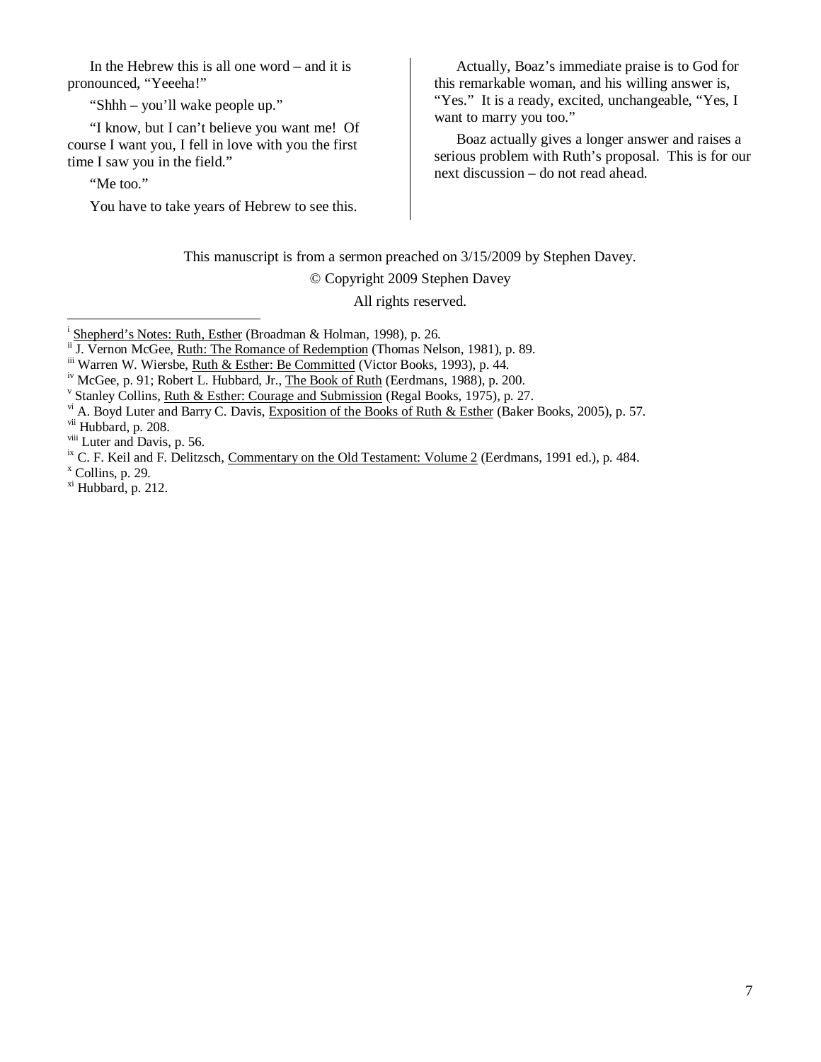In the Hebrew this is all one word – and it is pronounced, "Yeeeha!"

"Shhh – you'll wake people up."

"I know, but I can't believe you want me! Of course I want you, I fell in love with you the first time I saw you in the field."

"Me too."

You have to take years of Hebrew to see this.

Actually, Boaz's immediate praise is to God for this remarkable woman, and his willing answer is, "Yes." It is a ready, excited, unchangeable, "Yes, I want to marry you too."

Boaz actually gives a longer answer and raises a serious problem with Ruth's proposal. This is for our next discussion – do not read ahead.

This manuscript is from a sermon preached on 3/15/2009 by Stephen Davey.

© Copyright 2009 Stephen Davey

All rights reserved.

---

[i] Shepherd's Notes: Ruth, Esther (Broadman & Holman, 1998), p. 26.

[ii] J. Vernon McGee, Ruth: The Romance of Redemption (Thomas Nelson, 1981), p. 89.

[iii] Warren W. Wiersbe, Ruth & Esther: Be Committed (Victor Books, 1993), p. 44.

[iv] McGee, p. 91; Robert L. Hubbard, Jr., The Book of Ruth (Eerdmans, 1988), p. 200.

[v] Stanley Collins, Ruth & Esther: Courage and Submission (Regal Books, 1975), p. 27.

[vi] A. Boyd Luter and Barry C. Davis, Exposition of the Books of Ruth & Esther (Baker Books, 2005), p. 57.

[vii] Hubbard, p. 208.

[viii] Luter and Davis, p. 56.

[ix] C. F. Keil and F. Delitzsch, Commentary on the Old Testament: Volume 2 (Eerdmans, 1991 ed.), p. 484.

[x] Collins, p. 29.

[xi] Hubbard, p. 212.